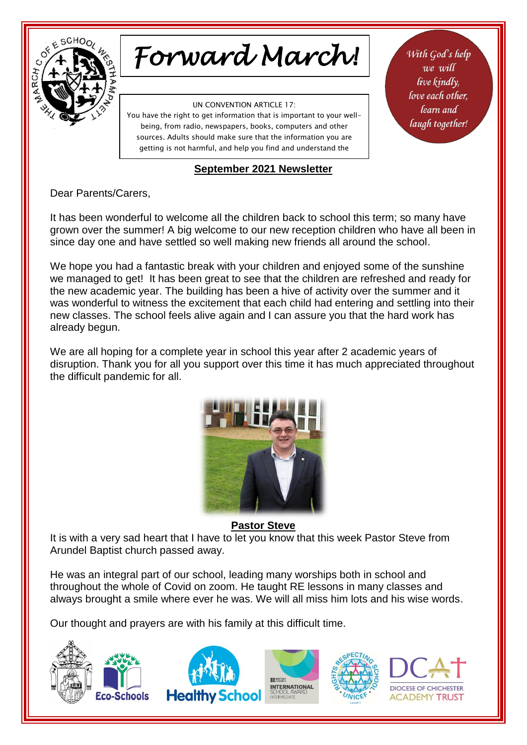# Forward March!

UN CONVENTION ARTICLE 17:
You have the right to get information that is important to your well-being, from radio, newspapers, books, computers and other sources. Adults should make sure that the information you are getting is not harmful, and help you find and understand the

*With God's help we will live kindly, love each other, learn and laugh together!*

## September 2021 Newsletter

Dear Parents/Carers,

It has been wonderful to welcome all the children back to school this term; so many have grown over the summer! A big welcome to our new reception children who have all been in since day one and have settled so well making new friends all around the school.

We hope you had a fantastic break with your children and enjoyed some of the sunshine we managed to get! It has been great to see that the children are refreshed and ready for the new academic year. The building has been a hive of activity over the summer and it was wonderful to witness the excitement that each child had entering and settling into their new classes. The school feels alive again and I can assure you that the hard work has already begun.

We are all hoping for a complete year in school this year after 2 academic years of disruption. Thank you for all you support over this time it has much appreciated throughout the difficult pandemic for all.

### Pastor Steve

It is with a very sad heart that I have to let you know that this week Pastor Steve from Arundel Baptist church passed away.

He was an integral part of our school, leading many worships both in school and throughout the whole of Covid on zoom. He taught RE lessons in many classes and always brought a smile where ever he was. We will all miss him lots and his wise words.

Our thought and prayers are with his family at this difficult time.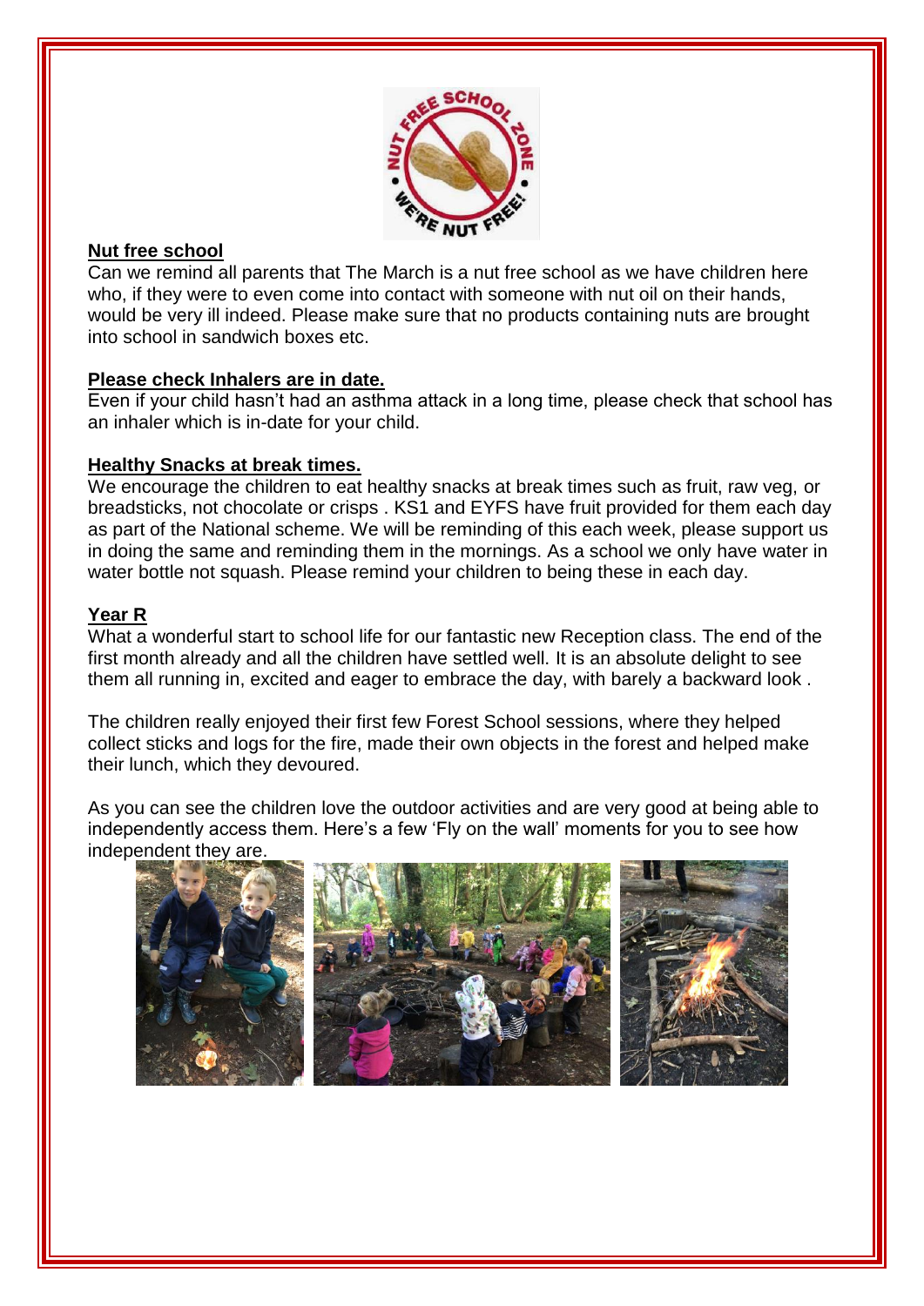## Nut free school

Can we remind all parents that The March is a nut free school as we have children here who, if they were to even come into contact with someone with nut oil on their hands, would be very ill indeed. Please make sure that no products containing nuts are brought into school in sandwich boxes etc.

## Please check Inhalers are in date.

Even if your child hasn't had an asthma attack in a long time, please check that school has an inhaler which is in-date for your child.

## Healthy Snacks at break times.

We encourage the children to eat healthy snacks at break times such as fruit, raw veg, or breadsticks, not chocolate or crisps . KS1 and EYFS have fruit provided for them each day as part of the National scheme. We will be reminding of this each week, please support us in doing the same and reminding them in the mornings. As a school we only have water in water bottle not squash. Please remind your children to being these in each day.

## Year R

What a wonderful start to school life for our fantastic new Reception class. The end of the first month already and all the children have settled well. It is an absolute delight to see them all running in, excited and eager to embrace the day, with barely a backward look .

The children really enjoyed their first few Forest School sessions, where they helped collect sticks and logs for the fire, made their own objects in the forest and helped make their lunch, which they devoured.

As you can see the children love the outdoor activities and are very good at being able to independently access them. Here's a few 'Fly on the wall' moments for you to see how independent they are.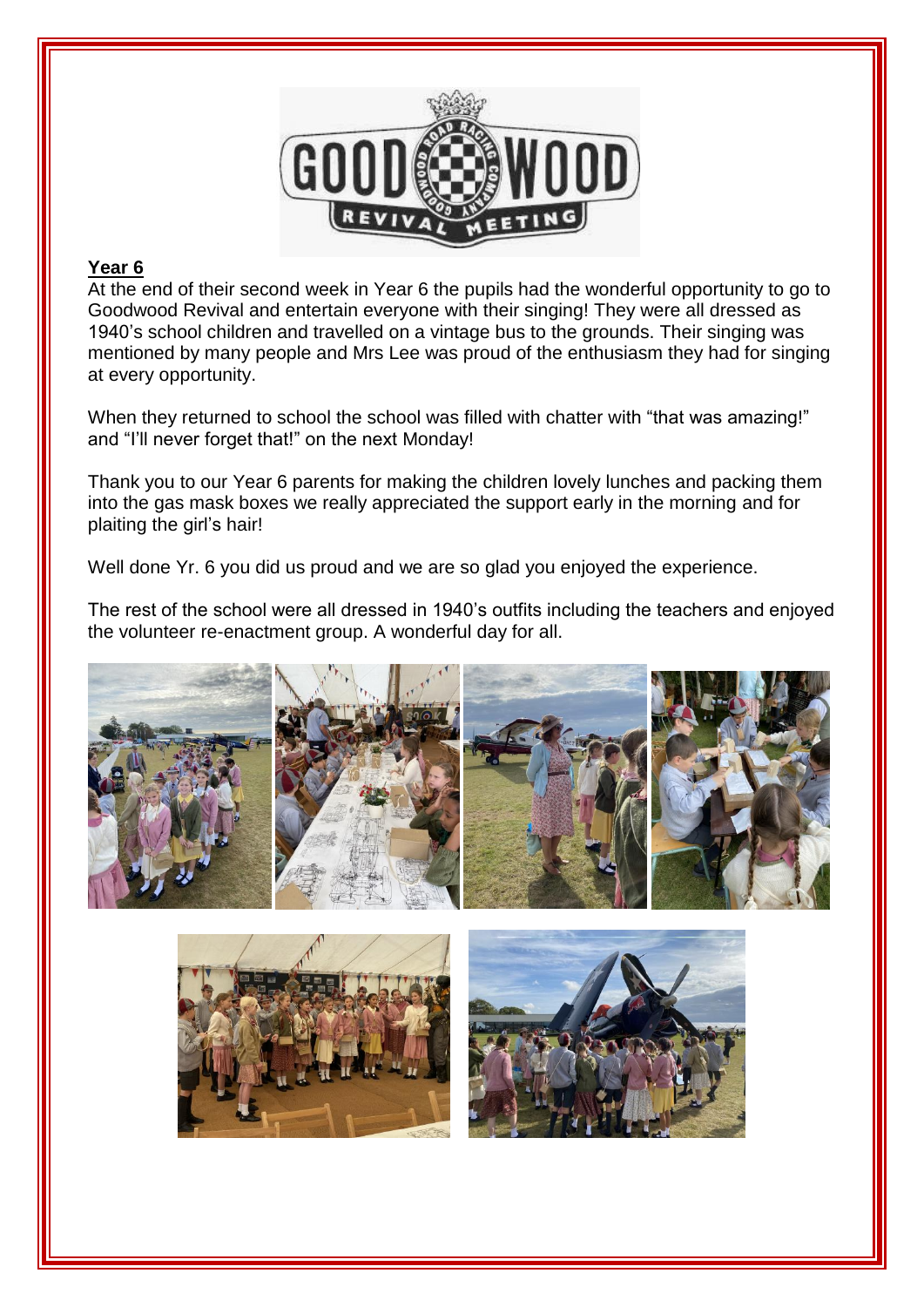**Year 6**

At the end of their second week in Year 6 the pupils had the wonderful opportunity to go to Goodwood Revival and entertain everyone with their singing! They were all dressed as 1940's school children and travelled on a vintage bus to the grounds. Their singing was mentioned by many people and Mrs Lee was proud of the enthusiasm they had for singing at every opportunity.

When they returned to school the school was filled with chatter with "that was amazing!" and "I'll never forget that!" on the next Monday!

Thank you to our Year 6 parents for making the children lovely lunches and packing them into the gas mask boxes we really appreciated the support early in the morning and for plaiting the girl's hair!

Well done Yr. 6 you did us proud and we are so glad you enjoyed the experience.

The rest of the school were all dressed in 1940's outfits including the teachers and enjoyed the volunteer re-enactment group. A wonderful day for all.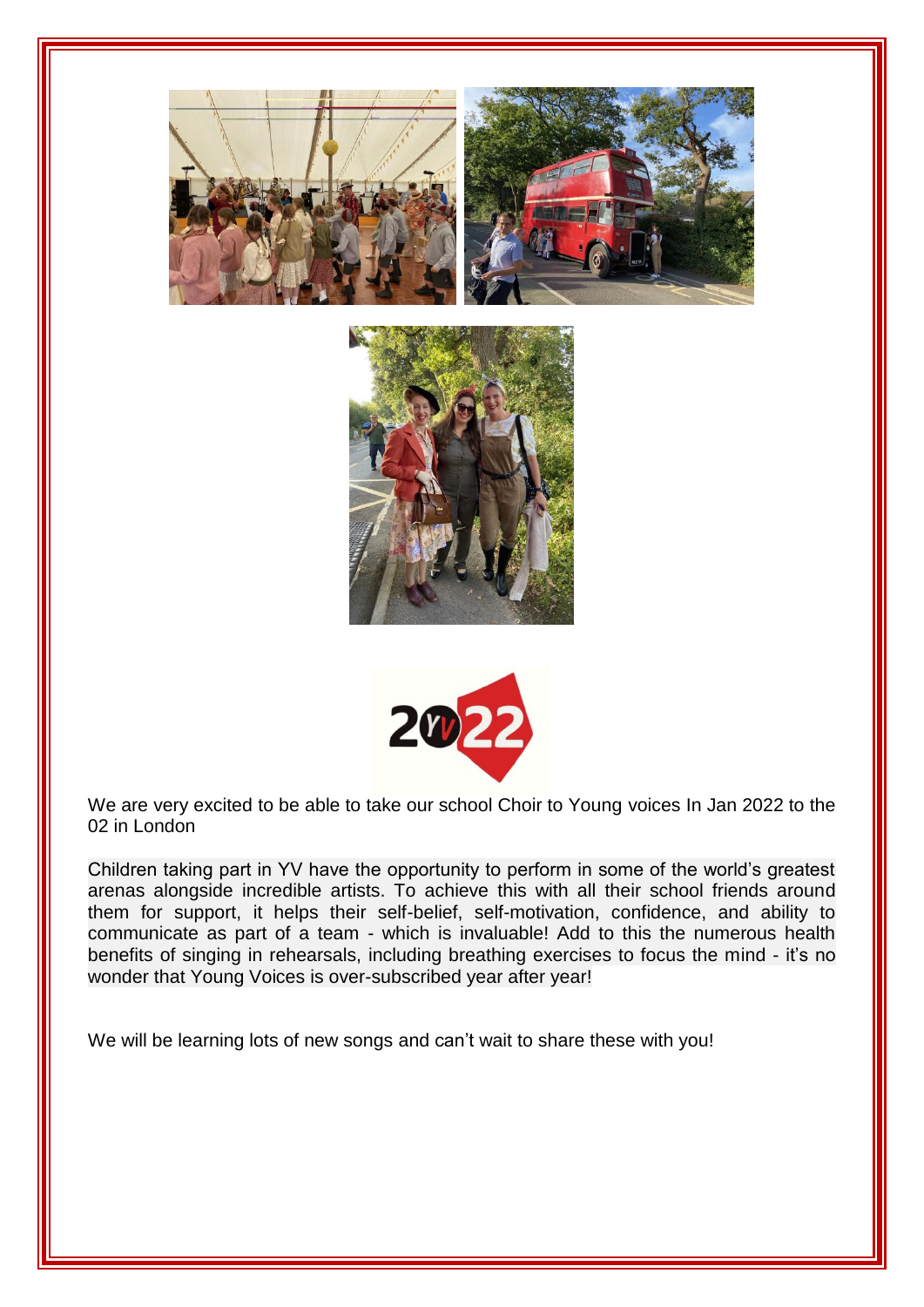We are very excited to be able to take our school Choir to Young voices In Jan 2022 to the 02 in London

Children taking part in YV have the opportunity to perform in some of the world's greatest arenas alongside incredible artists. To achieve this with all their school friends around them for support, it helps their self-belief, self-motivation, confidence, and ability to communicate as part of a team - which is invaluable! Add to this the numerous health benefits of singing in rehearsals, including breathing exercises to focus the mind - it's no wonder that Young Voices is over-subscribed year after year!

We will be learning lots of new songs and can't wait to share these with you!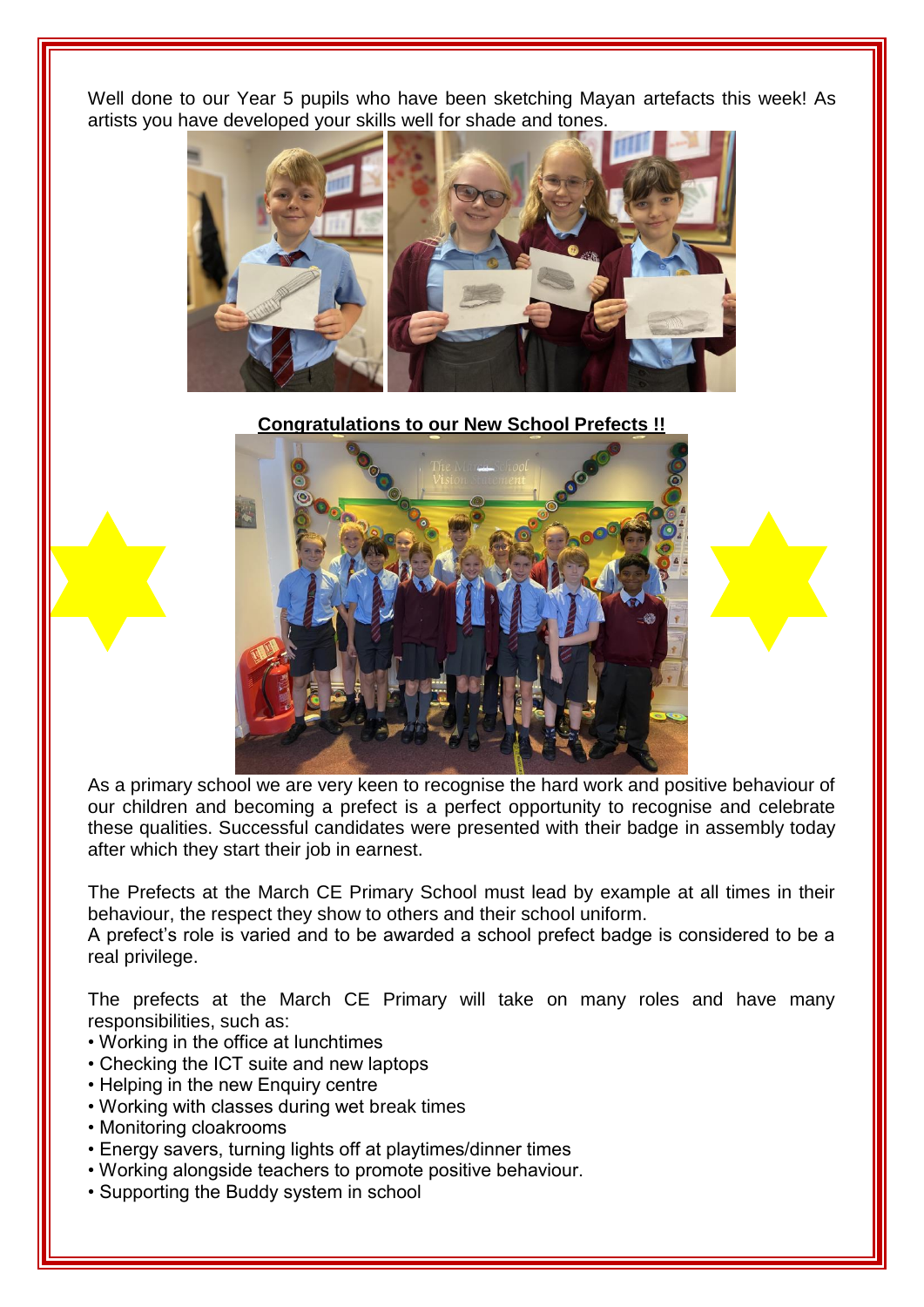Well done to our Year 5 pupils who have been sketching Mayan artefacts this week! As artists you have developed your skills well for shade and tones.

**Congratulations to our New School Prefects !!**

As a primary school we are very keen to recognise the hard work and positive behaviour of our children and becoming a prefect is a perfect opportunity to recognise and celebrate these qualities. Successful candidates were presented with their badge in assembly today after which they start their job in earnest.

The Prefects at the March CE Primary School must lead by example at all times in their behaviour, the respect they show to others and their school uniform.
A prefect's role is varied and to be awarded a school prefect badge is considered to be a real privilege.

The prefects at the March CE Primary will take on many roles and have many responsibilities, such as:

- Working in the office at lunchtimes
- Checking the ICT suite and new laptops
- Helping in the new Enquiry centre
- Working with classes during wet break times
- Monitoring cloakrooms
- Energy savers, turning lights off at playtimes/dinner times
- Working alongside teachers to promote positive behaviour.
- Supporting the Buddy system in school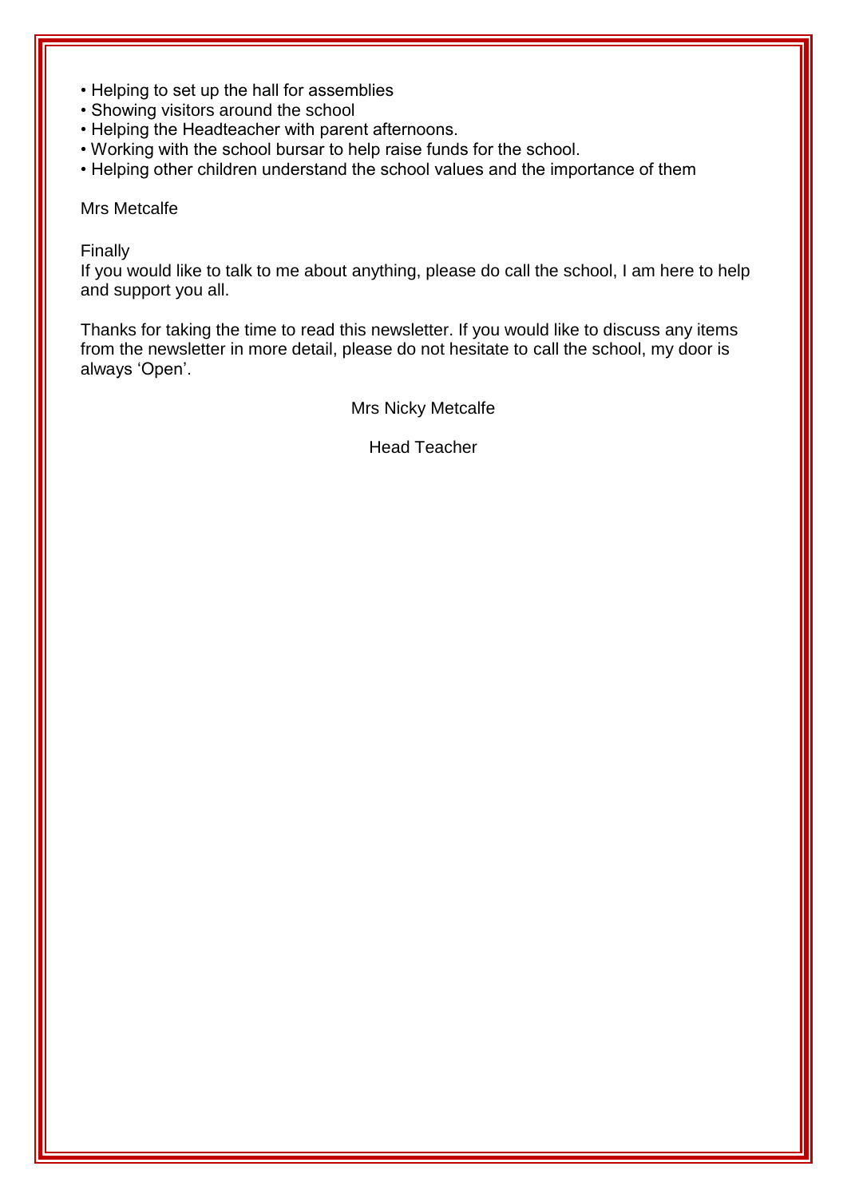- Helping to set up the hall for assemblies
- Showing visitors around the school
- Helping the Headteacher with parent afternoons.
- Working with the school bursar to help raise funds for the school.
- Helping other children understand the school values and the importance of them

Mrs Metcalfe

Finally

If you would like to talk to me about anything, please do call the school, I am here to help and support you all.

Thanks for taking the time to read this newsletter. If you would like to discuss any items from the newsletter in more detail, please do not hesitate to call the school, my door is always 'Open'.

Mrs Nicky Metcalfe

Head Teacher